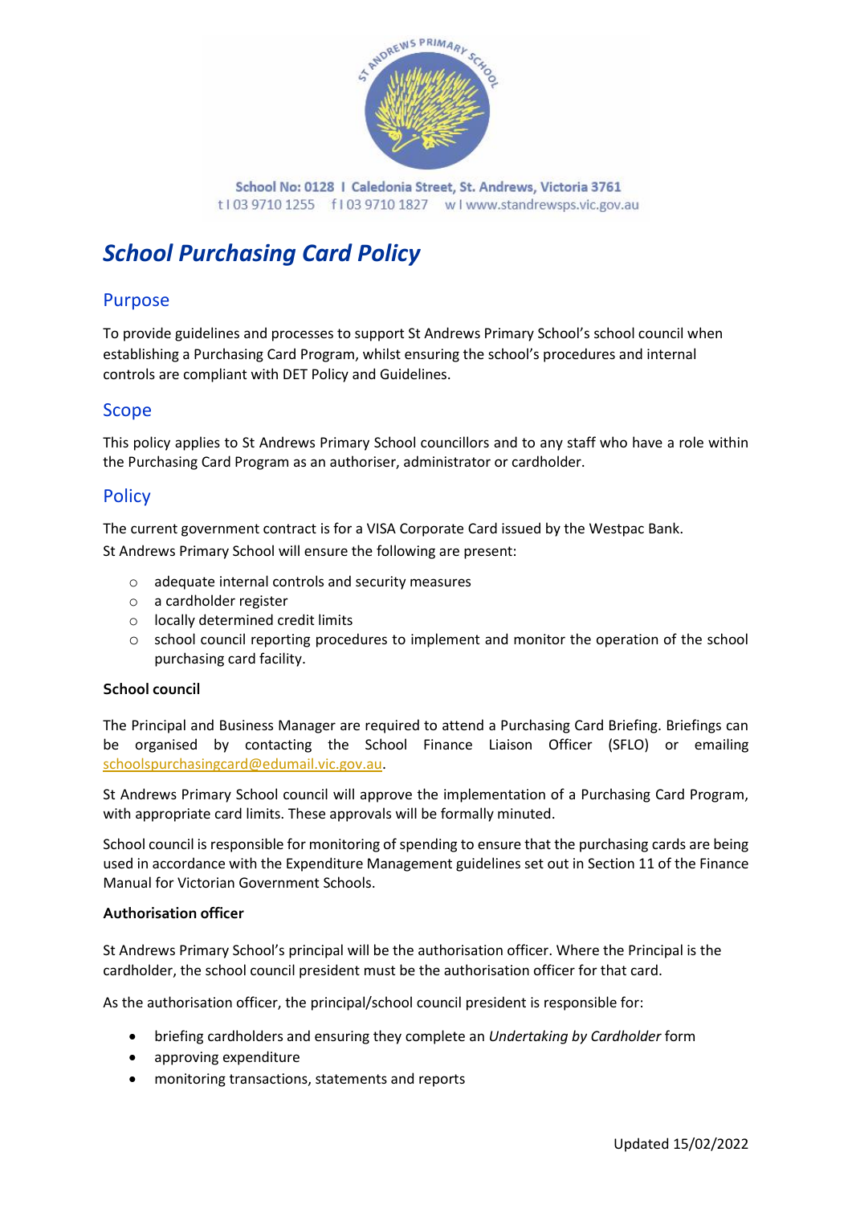School No: 0128 | Caledonia Street, St. Andrews, Victoria 3761
t | 03 9710 1255 f | 03 9710 1827 w | www.standrewsps.vic.gov.au

# *School Purchasing Card Policy*

## Purpose

To provide guidelines and processes to support St Andrews Primary School's school council when establishing a Purchasing Card Program, whilst ensuring the school's procedures and internal controls are compliant with DET Policy and Guidelines.

## Scope

This policy applies to St Andrews Primary School councillors and to any staff who have a role within the Purchasing Card Program as an authoriser, administrator or cardholder.

## Policy

The current government contract is for a VISA Corporate Card issued by the Westpac Bank.
St Andrews Primary School will ensure the following are present:

- adequate internal controls and security measures
- a cardholder register
- locally determined credit limits
- school council reporting procedures to implement and monitor the operation of the school purchasing card facility.

**School council**

The Principal and Business Manager are required to attend a Purchasing Card Briefing. Briefings can be organised by contacting the School Finance Liaison Officer (SFLO) or emailing schoolspurchasingcard@edumail.vic.gov.au.

St Andrews Primary School council will approve the implementation of a Purchasing Card Program, with appropriate card limits. These approvals will be formally minuted.

School council is responsible for monitoring of spending to ensure that the purchasing cards are being used in accordance with the Expenditure Management guidelines set out in Section 11 of the Finance Manual for Victorian Government Schools.

**Authorisation officer**

St Andrews Primary School's principal will be the authorisation officer. Where the Principal is the cardholder, the school council president must be the authorisation officer for that card.

As the authorisation officer, the principal/school council president is responsible for:

- briefing cardholders and ensuring they complete an *Undertaking by Cardholder* form
- approving expenditure
- monitoring transactions, statements and reports

Updated 15/02/2022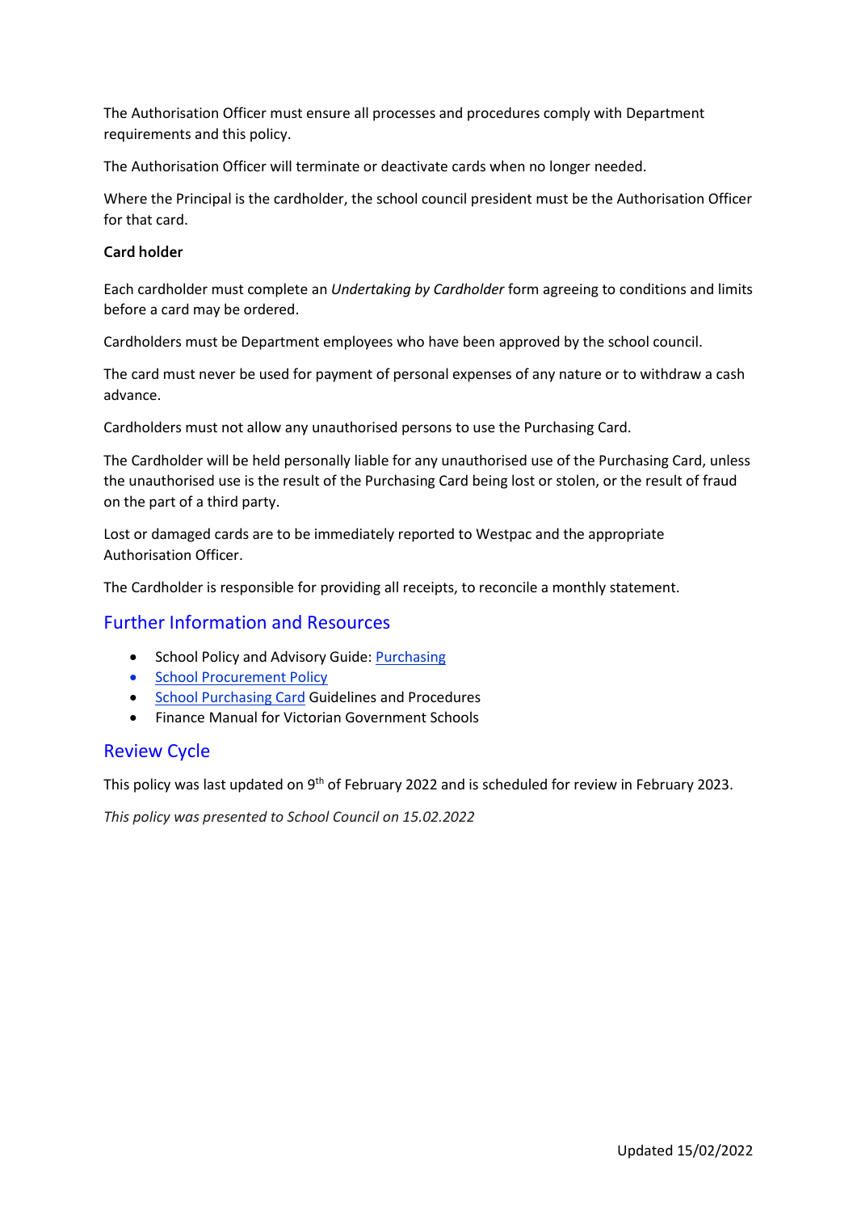The Authorisation Officer must ensure all processes and procedures comply with Department requirements and this policy.

The Authorisation Officer will terminate or deactivate cards when no longer needed.

Where the Principal is the cardholder, the school council president must be the Authorisation Officer for that card.

**Card holder**

Each cardholder must complete an *Undertaking by Cardholder* form agreeing to conditions and limits before a card may be ordered.

Cardholders must be Department employees who have been approved by the school council.

The card must never be used for payment of personal expenses of any nature or to withdraw a cash advance.

Cardholders must not allow any unauthorised persons to use the Purchasing Card.

The Cardholder will be held personally liable for any unauthorised use of the Purchasing Card, unless the unauthorised use is the result of the Purchasing Card being lost or stolen, or the result of fraud on the part of a third party.

Lost or damaged cards are to be immediately reported to Westpac and the appropriate Authorisation Officer.

The Cardholder is responsible for providing all receipts, to reconcile a monthly statement.

## Further Information and Resources

- School Policy and Advisory Guide: Purchasing
- School Procurement Policy
- School Purchasing Card Guidelines and Procedures
- Finance Manual for Victorian Government Schools

## Review Cycle

This policy was last updated on 9th of February 2022 and is scheduled for review in February 2023.

*This policy was presented to School Council on 15.02.2022*